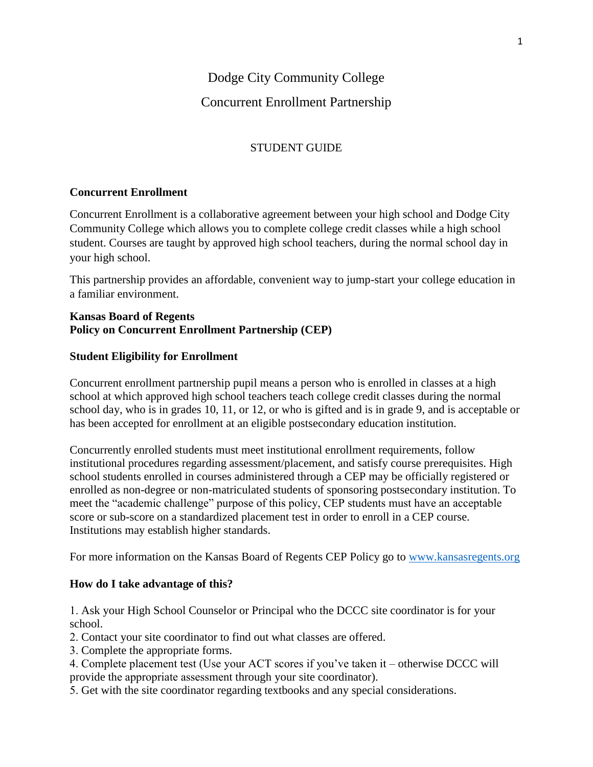# Dodge City Community College

## Concurrent Enrollment Partnership

STUDENT GUIDE

**Concurrent Enrollment**

Concurrent Enrollment is a collaborative agreement between your high school and Dodge City Community College which allows you to complete college credit classes while a high school student. Courses are taught by approved high school teachers, during the normal school day in your high school.

This partnership provides an affordable, convenient way to jump-start your college education in a familiar environment.

**Kansas Board of Regents**
**Policy on Concurrent Enrollment Partnership (CEP)**

**Student Eligibility for Enrollment**

Concurrent enrollment partnership pupil means a person who is enrolled in classes at a high school at which approved high school teachers teach college credit classes during the normal school day, who is in grades 10, 11, or 12, or who is gifted and is in grade 9, and is acceptable or has been accepted for enrollment at an eligible postsecondary education institution.

Concurrently enrolled students must meet institutional enrollment requirements, follow institutional procedures regarding assessment/placement, and satisfy course prerequisites. High school students enrolled in courses administered through a CEP may be officially registered or enrolled as non-degree or non-matriculated students of sponsoring postsecondary institution. To meet the "academic challenge" purpose of this policy, CEP students must have an acceptable score or sub-score on a standardized placement test in order to enroll in a CEP course. Institutions may establish higher standards.

For more information on the Kansas Board of Regents CEP Policy go to [www.kansasregents.org](http://www.kansasregents.org)

**How do I take advantage of this?**

1. Ask your High School Counselor or Principal who the DCCC site coordinator is for your school.
2. Contact your site coordinator to find out what classes are offered.
3. Complete the appropriate forms.
4. Complete placement test (Use your ACT scores if you've taken it – otherwise DCCC will provide the appropriate assessment through your site coordinator).
5. Get with the site coordinator regarding textbooks and any special considerations.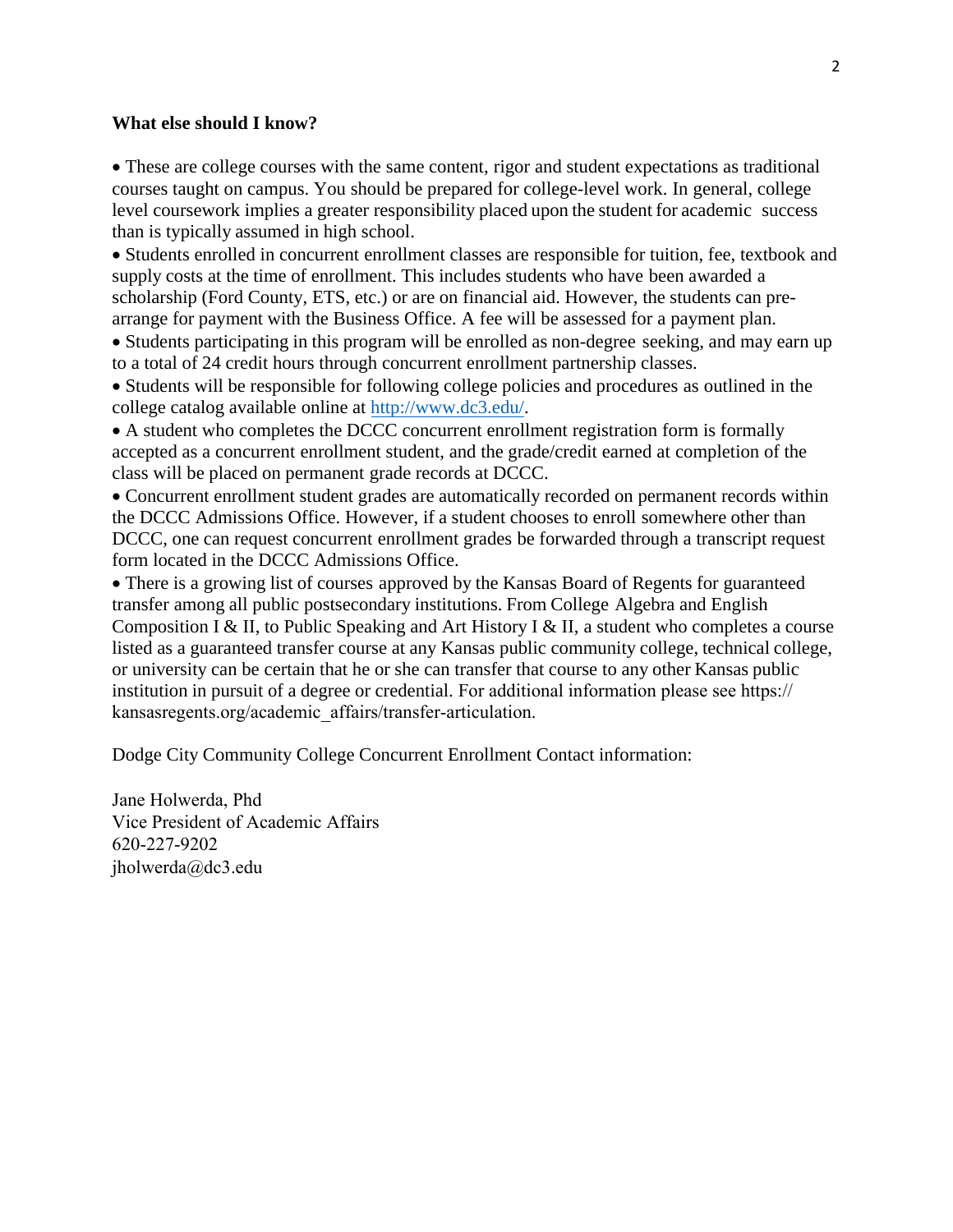**What else should I know?**

- These are college courses with the same content, rigor and student expectations as traditional courses taught on campus. You should be prepared for college-level work. In general, college level coursework implies a greater responsibility placed upon the student for academic success than is typically assumed in high school.
- Students enrolled in concurrent enrollment classes are responsible for tuition, fee, textbook and supply costs at the time of enrollment. This includes students who have been awarded a scholarship (Ford County, ETS, etc.) or are on financial aid. However, the students can pre-arrange for payment with the Business Office. A fee will be assessed for a payment plan.
- Students participating in this program will be enrolled as non-degree seeking, and may earn up to a total of 24 credit hours through concurrent enrollment partnership classes.
- Students will be responsible for following college policies and procedures as outlined in the college catalog available online at http://www.dc3.edu/.
- A student who completes the DCCC concurrent enrollment registration form is formally accepted as a concurrent enrollment student, and the grade/credit earned at completion of the class will be placed on permanent grade records at DCCC.
- Concurrent enrollment student grades are automatically recorded on permanent records within the DCCC Admissions Office. However, if a student chooses to enroll somewhere other than DCCC, one can request concurrent enrollment grades be forwarded through a transcript request form located in the DCCC Admissions Office.
- There is a growing list of courses approved by the Kansas Board of Regents for guaranteed transfer among all public postsecondary institutions. From College Algebra and English Composition I & II, to Public Speaking and Art History I & II, a student who completes a course listed as a guaranteed transfer course at any Kansas public community college, technical college, or university can be certain that he or she can transfer that course to any other Kansas public institution in pursuit of a degree or credential. For additional information please see https:// kansasregents.org/academic_affairs/transfer-articulation.

Dodge City Community College Concurrent Enrollment Contact information:

Jane Holwerda, Phd  
Vice President of Academic Affairs  
620-227-9202  
jholwerda@dc3.edu